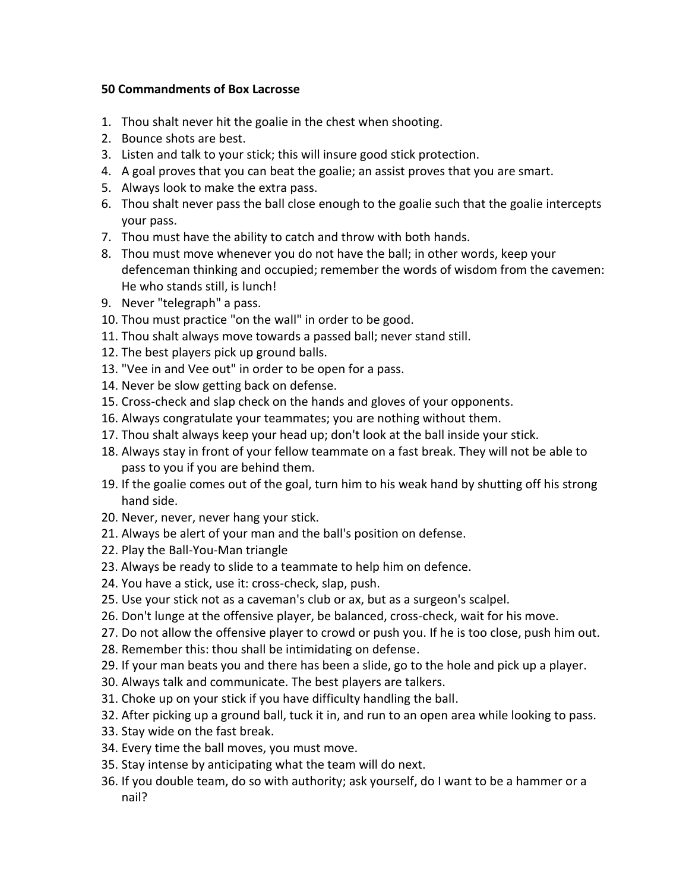**50 Commandments of Box Lacrosse**

1. Thou shalt never hit the goalie in the chest when shooting.
2. Bounce shots are best.
3. Listen and talk to your stick; this will insure good stick protection.
4. A goal proves that you can beat the goalie; an assist proves that you are smart.
5. Always look to make the extra pass.
6. Thou shalt never pass the ball close enough to the goalie such that the goalie intercepts your pass.
7. Thou must have the ability to catch and throw with both hands.
8. Thou must move whenever you do not have the ball; in other words, keep your defenceman thinking and occupied; remember the words of wisdom from the cavemen: He who stands still, is lunch!
9. Never "telegraph" a pass.
10. Thou must practice "on the wall" in order to be good.
11. Thou shalt always move towards a passed ball; never stand still.
12. The best players pick up ground balls.
13. "Vee in and Vee out" in order to be open for a pass.
14. Never be slow getting back on defense.
15. Cross-check and slap check on the hands and gloves of your opponents.
16. Always congratulate your teammates; you are nothing without them.
17. Thou shalt always keep your head up; don't look at the ball inside your stick.
18. Always stay in front of your fellow teammate on a fast break. They will not be able to pass to you if you are behind them.
19. If the goalie comes out of the goal, turn him to his weak hand by shutting off his strong hand side.
20. Never, never, never hang your stick.
21. Always be alert of your man and the ball's position on defense.
22. Play the Ball-You-Man triangle
23. Always be ready to slide to a teammate to help him on defence.
24. You have a stick, use it: cross-check, slap, push.
25. Use your stick not as a caveman's club or ax, but as a surgeon's scalpel.
26. Don't lunge at the offensive player, be balanced, cross-check, wait for his move.
27. Do not allow the offensive player to crowd or push you. If he is too close, push him out.
28. Remember this: thou shall be intimidating on defense.
29. If your man beats you and there has been a slide, go to the hole and pick up a player.
30. Always talk and communicate. The best players are talkers.
31. Choke up on your stick if you have difficulty handling the ball.
32. After picking up a ground ball, tuck it in, and run to an open area while looking to pass.
33. Stay wide on the fast break.
34. Every time the ball moves, you must move.
35. Stay intense by anticipating what the team will do next.
36. If you double team, do so with authority; ask yourself, do I want to be a hammer or a nail?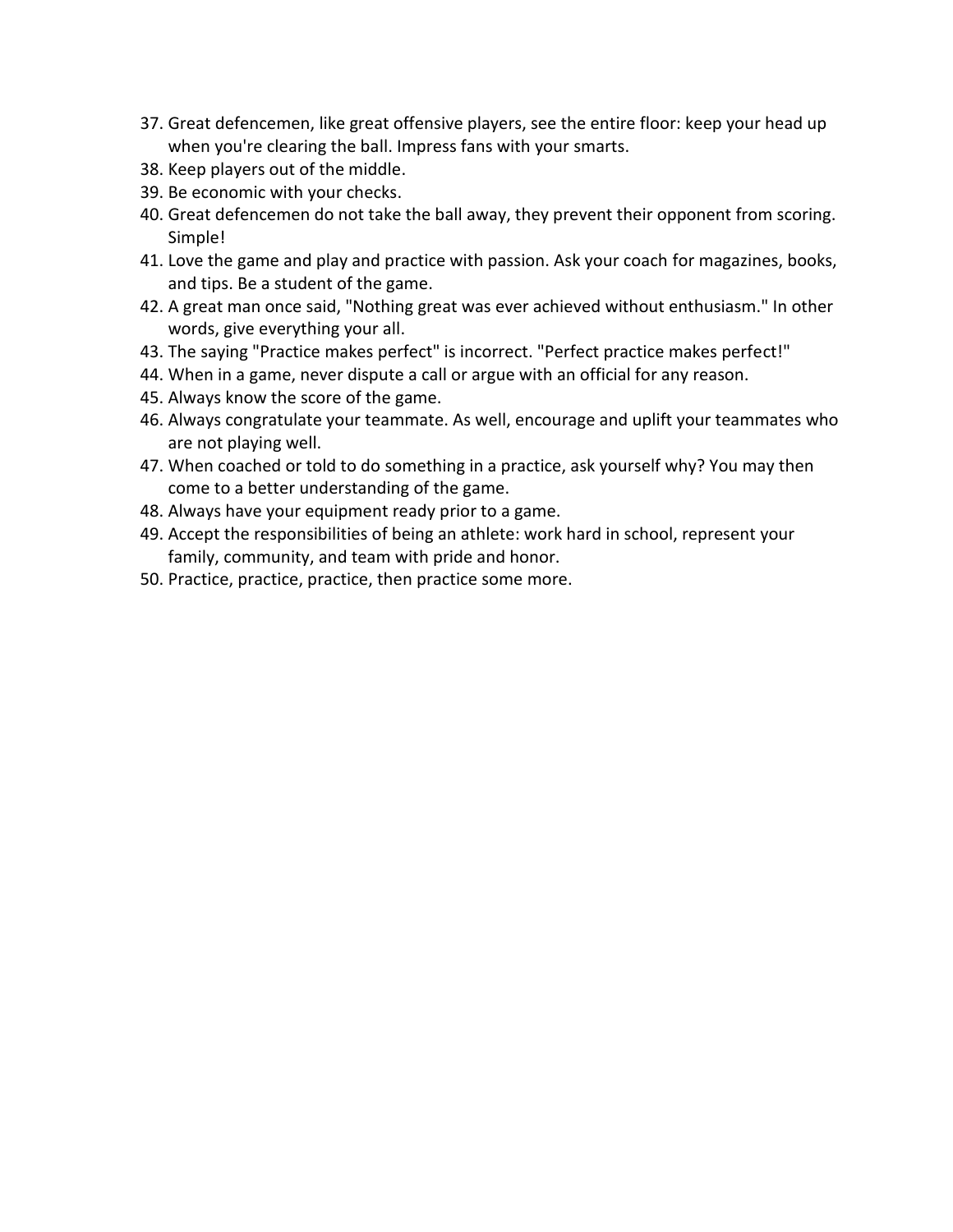37. Great defencemen, like great offensive players, see the entire floor: keep your head up when you're clearing the ball. Impress fans with your smarts.
38. Keep players out of the middle.
39. Be economic with your checks.
40. Great defencemen do not take the ball away, they prevent their opponent from scoring. Simple!
41. Love the game and play and practice with passion. Ask your coach for magazines, books, and tips. Be a student of the game.
42. A great man once said, "Nothing great was ever achieved without enthusiasm." In other words, give everything your all.
43. The saying "Practice makes perfect" is incorrect. "Perfect practice makes perfect!"
44. When in a game, never dispute a call or argue with an official for any reason.
45. Always know the score of the game.
46. Always congratulate your teammate. As well, encourage and uplift your teammates who are not playing well.
47. When coached or told to do something in a practice, ask yourself why? You may then come to a better understanding of the game.
48. Always have your equipment ready prior to a game.
49. Accept the responsibilities of being an athlete: work hard in school, represent your family, community, and team with pride and honor.
50. Practice, practice, practice, then practice some more.